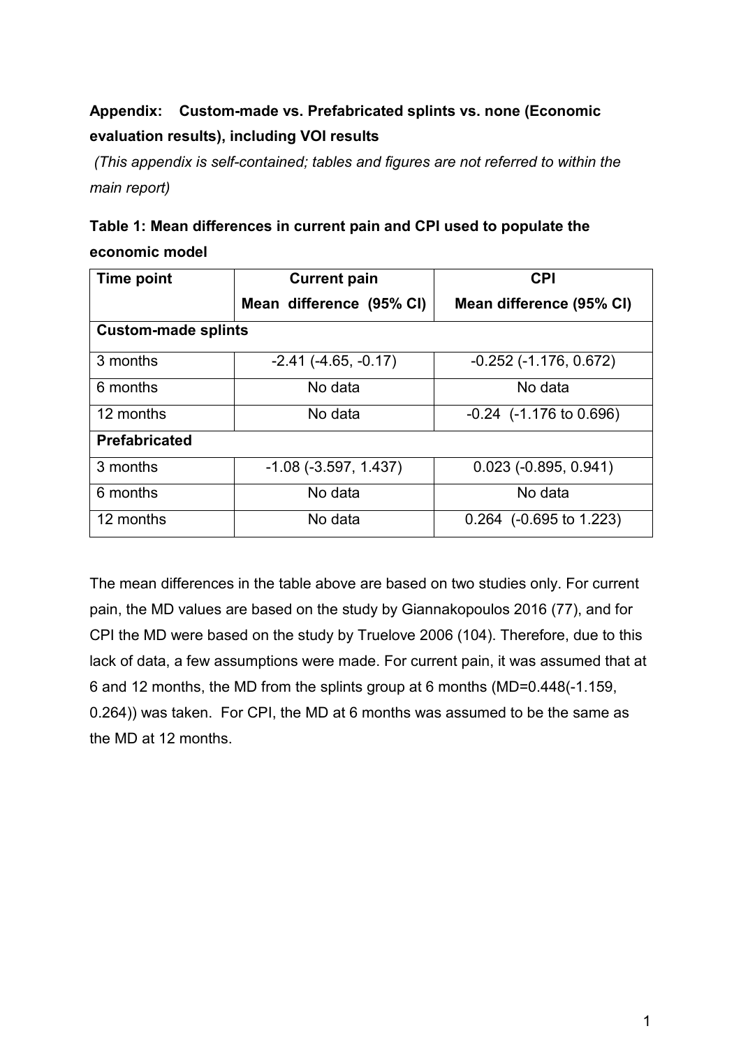**Appendix: Custom-made vs. Prefabricated splints vs. none (Economic evaluation results), including VOI results**

*(This appendix is self-contained; tables and figures are not referred to within the main report)*

**Table 1: Mean differences in current pain and CPI used to populate the economic model**

| Time point | Current pain | CPI |
|---|---|---|
| | Mean difference (95% CI) | Mean difference (95% CI) |
| **Custom-made splints** | | |
| 3 months | -2.41 (-4.65, -0.17) | -0.252 (-1.176, 0.672) |
| 6 months | No data | No data |
| 12 months | No data | -0.24 (-1.176 to 0.696) |
| **Prefabricated** | | |
| 3 months | -1.08 (-3.597, 1.437) | 0.023 (-0.895, 0.941) |
| 6 months | No data | No data |
| 12 months | No data | 0.264 (-0.695 to 1.223) |

The mean differences in the table above are based on two studies only. For current pain, the MD values are based on the study by Giannakopoulos 2016 (77), and for CPI the MD were based on the study by Truelove 2006 (104). Therefore, due to this lack of data, a few assumptions were made. For current pain, it was assumed that at 6 and 12 months, the MD from the splints group at 6 months (MD=0.448(-1.159, 0.264)) was taken. For CPI, the MD at 6 months was assumed to be the same as the MD at 12 months.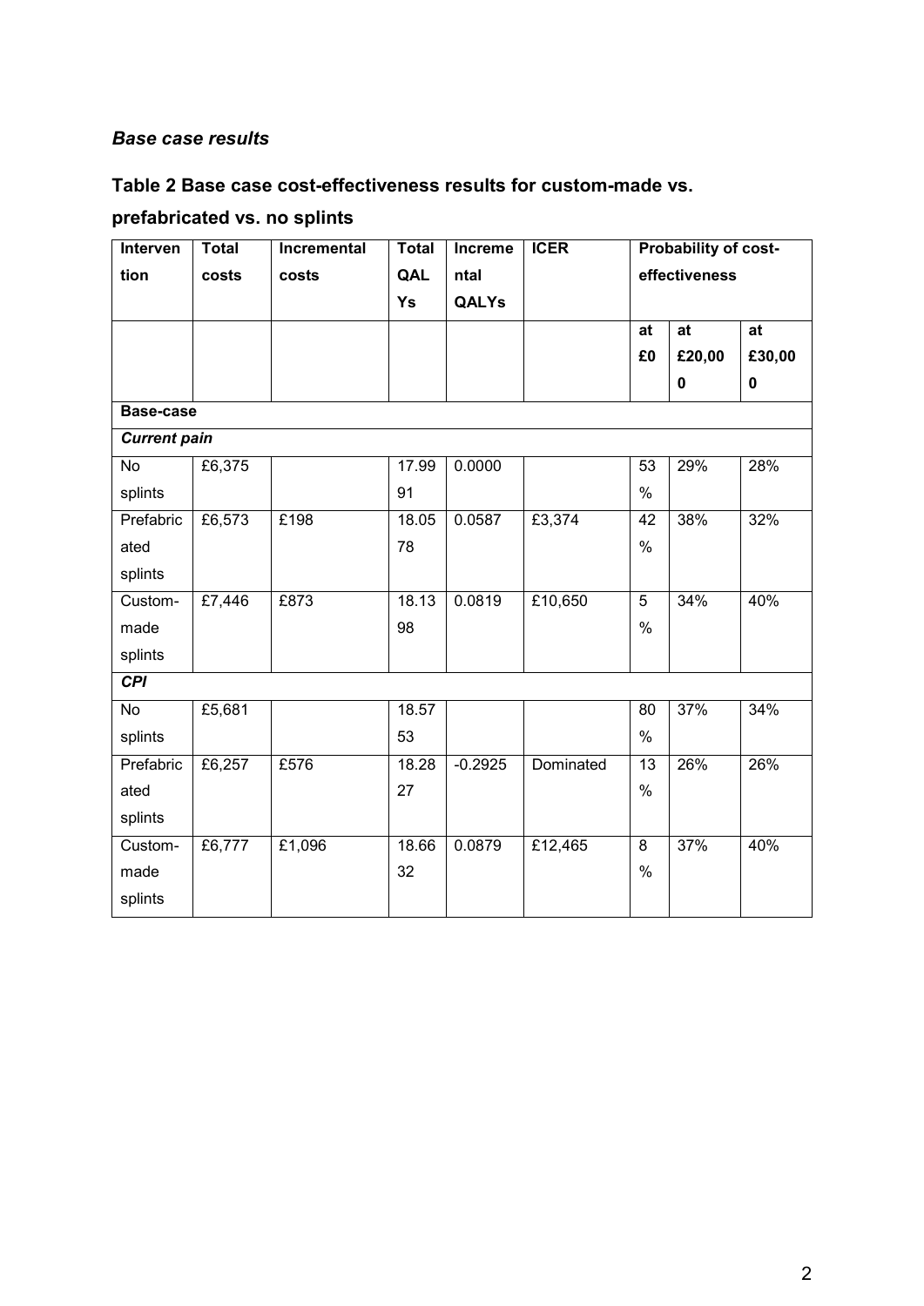### *Base case results*

**Table 2 Base case cost-effectiveness results for custom-made vs. prefabricated vs. no splints**

| Intervention | Total costs | Incremental costs | Total QALYs | Incremental QALYs | ICER | Probability of cost-effectiveness | | |
|---|---|---|---|---|---|---|---|---|
| | | | | | | at £0 | at £20,000 | at £30,000 |
| **Base-case** | | | | | | | | |
| ***Current pain*** | | | | | | | | |
| No splints | £6,375 | | 17.9991 | 0.0000 | | 53% | 29% | 28% |
| Prefabricated splints | £6,573 | £198 | 18.0578 | 0.0587 | £3,374 | 42% | 38% | 32% |
| Custom-made splints | £7,446 | £873 | 18.1398 | 0.0819 | £10,650 | 5% | 34% | 40% |
| ***CPI*** | | | | | | | | |
| No splints | £5,681 | | 18.5753 | | | 80% | 37% | 34% |
| Prefabricated splints | £6,257 | £576 | 18.2827 | -0.2925 | Dominated | 13% | 26% | 26% |
| Custom-made splints | £6,777 | £1,096 | 18.6632 | 0.0879 | £12,465 | 8% | 37% | 40% |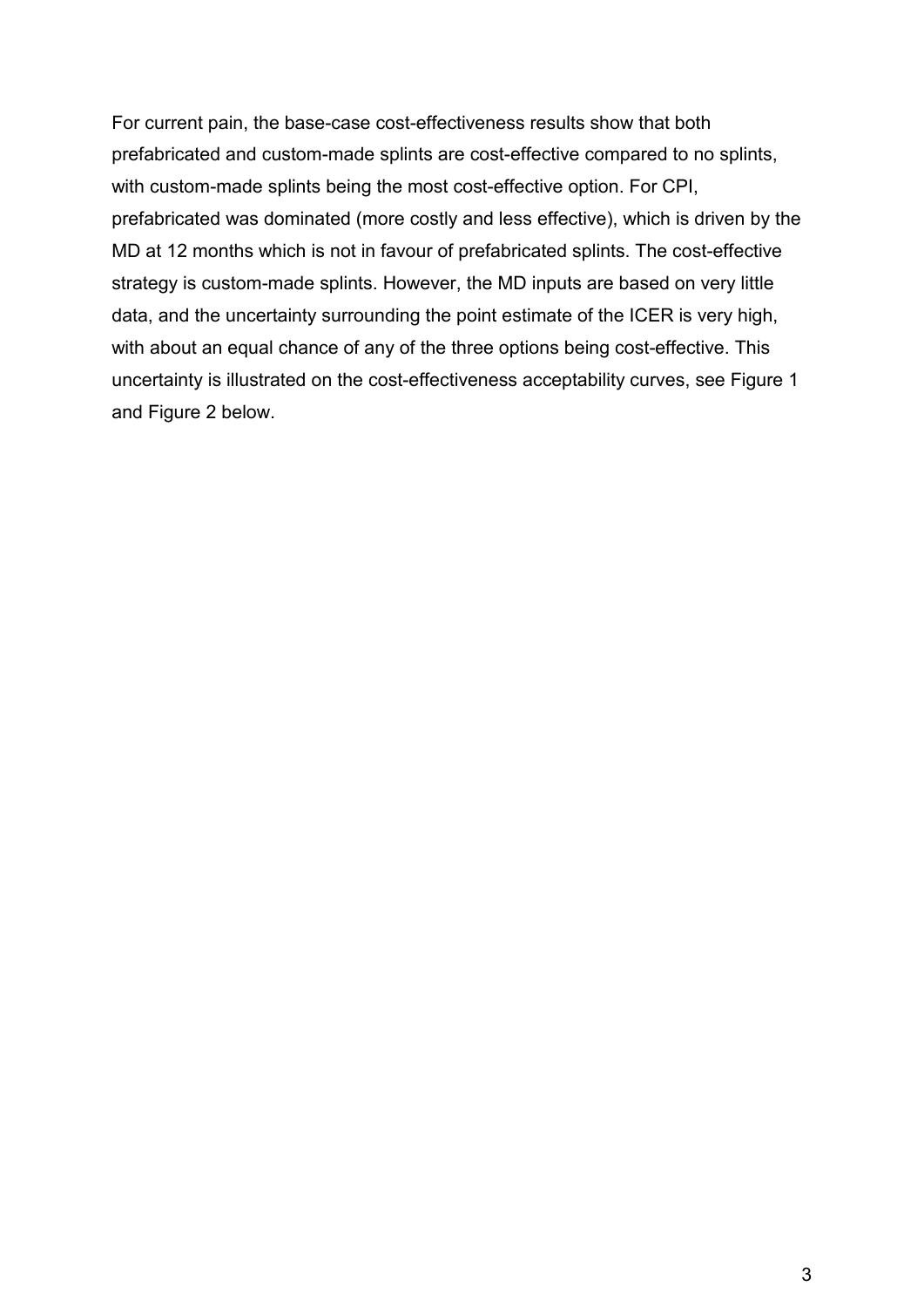For current pain, the base-case cost-effectiveness results show that both prefabricated and custom-made splints are cost-effective compared to no splints, with custom-made splints being the most cost-effective option. For CPI, prefabricated was dominated (more costly and less effective), which is driven by the MD at 12 months which is not in favour of prefabricated splints. The cost-effective strategy is custom-made splints. However, the MD inputs are based on very little data, and the uncertainty surrounding the point estimate of the ICER is very high, with about an equal chance of any of the three options being cost-effective. This uncertainty is illustrated on the cost-effectiveness acceptability curves, see Figure 1 and Figure 2 below.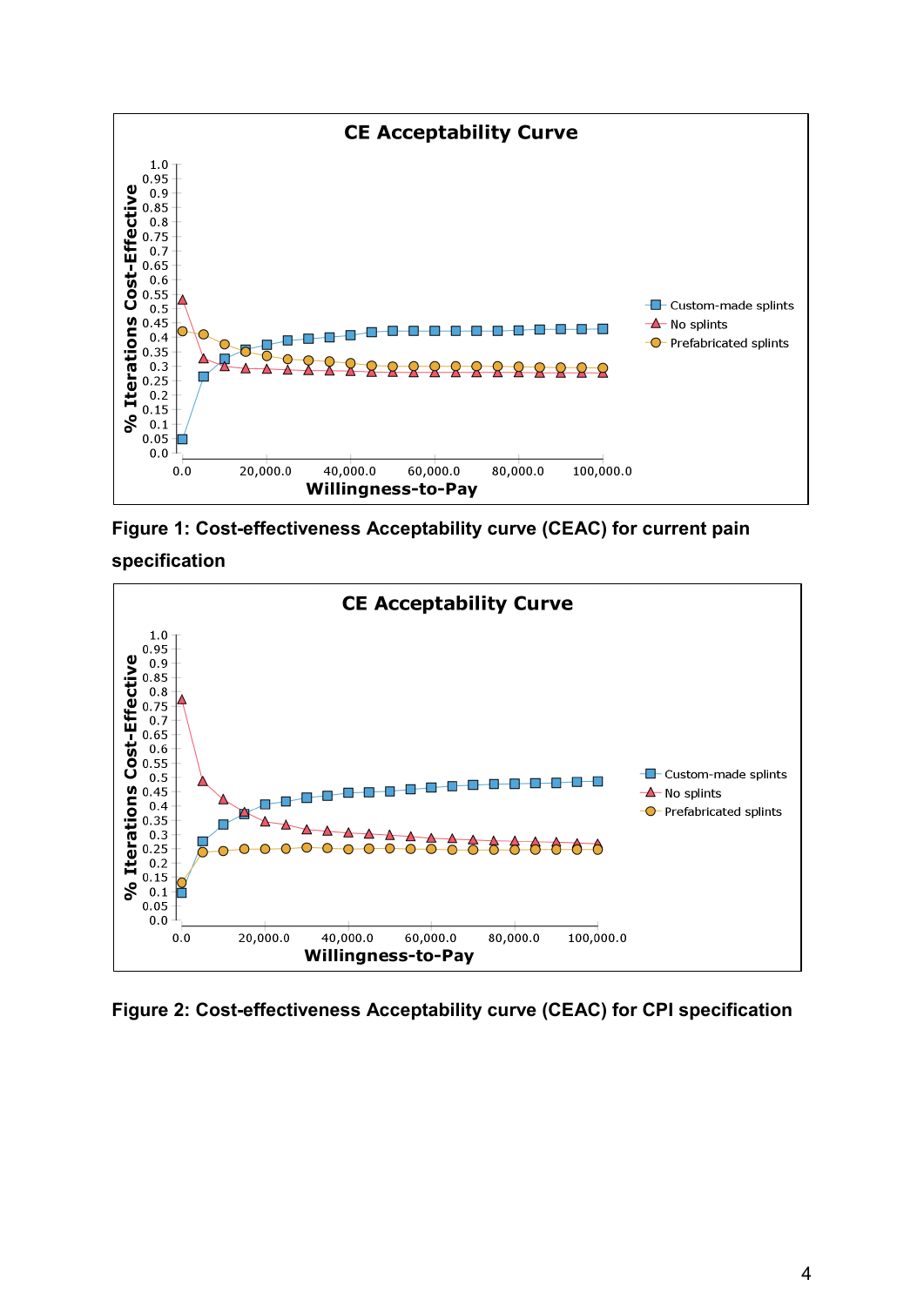**Figure 1: Cost-effectiveness Acceptability curve (CEAC) for current pain specification**

**Figure 2: Cost-effectiveness Acceptability curve (CEAC) for CPI specification**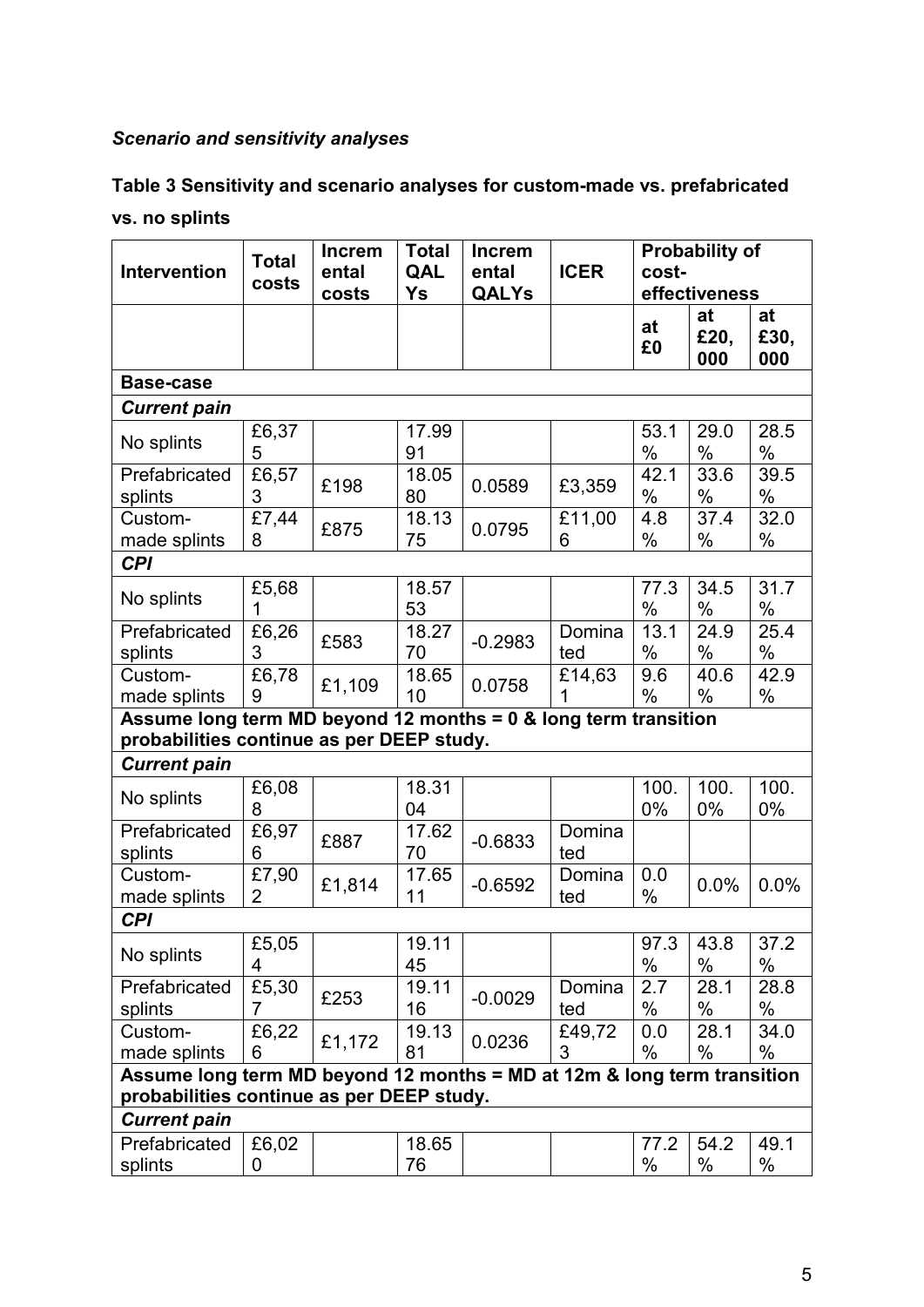### *Scenario and sensitivity analyses*

**Table 3 Sensitivity and scenario analyses for custom-made vs. prefabricated vs. no splints**

| Intervention | Total costs | Incremental costs | Total QALYs | Incremental QALYs | ICER | Probability of cost-effectiveness | | |
|---|---|---|---|---|---|---|---|---|
| | | | | | | at £0 | at £20,000 | at £30,000 |
| **Base-case** | | | | | | | | |
| ***Current pain*** | | | | | | | | |
| No splints | £6,375 | | 17.9991 | | | 53.1% | 29.0% | 28.5% |
| Prefabricated splints | £6,573 | £198 | 18.0580 | 0.0589 | £3,359 | 42.1% | 33.6% | 39.5% |
| Custom-made splints | £7,448 | £875 | 18.1375 | 0.0795 | £11,006 | 4.8% | 37.4% | 32.0% |
| ***CPI*** | | | | | | | | |
| No splints | £5,681 | | 18.5753 | | | 77.3% | 34.5% | 31.7% |
| Prefabricated splints | £6,263 | £583 | 18.2770 | -0.2983 | Dominated | 13.1% | 24.9% | 25.4% |
| Custom-made splints | £6,789 | £1,109 | 18.6510 | 0.0758 | £14,631 | 9.6% | 40.6% | 42.9% |
| **Assume long term MD beyond 12 months = 0 & long term transition probabilities continue as per DEEP study.** | | | | | | | | |
| ***Current pain*** | | | | | | | | |
| No splints | £6,088 | | 18.3104 | | | 100.0% | 100.0% | 100.0% |
| Prefabricated splints | £6,976 | £887 | 17.6270 | -0.6833 | Dominated | | | |
| Custom-made splints | £7,902 | £1,814 | 17.6511 | -0.6592 | Dominated | 0.0% | 0.0% | 0.0% |
| ***CPI*** | | | | | | | | |
| No splints | £5,054 | | 19.1145 | | | 97.3% | 43.8% | 37.2% |
| Prefabricated splints | £5,307 | £253 | 19.1116 | -0.0029 | Dominated | 2.7% | 28.1% | 28.8% |
| Custom-made splints | £6,226 | £1,172 | 19.1381 | 0.0236 | £49,723 | 0.0% | 28.1% | 34.0% |
| **Assume long term MD beyond 12 months = MD at 12m & long term transition probabilities continue as per DEEP study.** | | | | | | | | |
| ***Current pain*** | | | | | | | | |
| Prefabricated splints | £6,020 | | 18.6576 | | | 77.2% | 54.2% | 49.1% |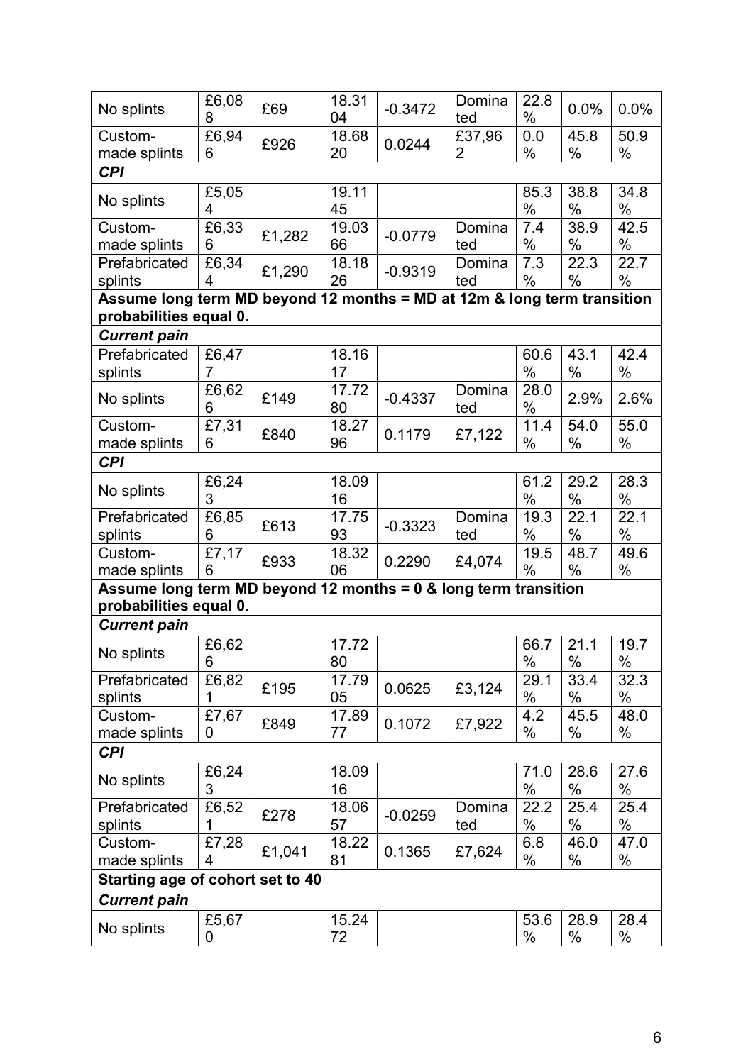| | | | | | | | | |
|---|---|---|---|---|---|---|---|---|
| No splints | £6,088 | £69 | 18.3104 | -0.3472 | Dominated | 22.8% | 0.0% | 0.0% |
| Custom-made splints | £6,946 | £926 | 18.6820 | 0.0244 | £37,962 | 0.0% | 45.8% | 50.9% |
| ***CPI*** | | | | | | | | |
| No splints | £5,054 | | 19.1145 | | | 85.3% | 38.8% | 34.8% |
| Custom-made splints | £6,336 | £1,282 | 19.0366 | -0.0779 | Dominated | 7.4% | 38.9% | 42.5% |
| Prefabricated splints | £6,344 | £1,290 | 18.1826 | -0.9319 | Dominated | 7.3% | 22.3% | 22.7% |
| **Assume long term MD beyond 12 months = MD at 12m & long term transition probabilities equal 0.** | | | | | | | | |
| ***Current pain*** | | | | | | | | |
| Prefabricated splints | £6,477 | | 18.1617 | | | 60.6% | 43.1% | 42.4% |
| No splints | £6,626 | £149 | 17.7280 | -0.4337 | Dominated | 28.0% | 2.9% | 2.6% |
| Custom-made splints | £7,316 | £840 | 18.2796 | 0.1179 | £7,122 | 11.4% | 54.0% | 55.0% |
| ***CPI*** | | | | | | | | |
| No splints | £6,243 | | 18.0916 | | | 61.2% | 29.2% | 28.3% |
| Prefabricated splints | £6,856 | £613 | 17.7593 | -0.3323 | Dominated | 19.3% | 22.1% | 22.1% |
| Custom-made splints | £7,176 | £933 | 18.3206 | 0.2290 | £4,074 | 19.5% | 48.7% | 49.6% |
| **Assume long term MD beyond 12 months = 0 & long term transition probabilities equal 0.** | | | | | | | | |
| ***Current pain*** | | | | | | | | |
| No splints | £6,626 | | 17.7280 | | | 66.7% | 21.1% | 19.7% |
| Prefabricated splints | £6,821 | £195 | 17.7905 | 0.0625 | £3,124 | 29.1% | 33.4% | 32.3% |
| Custom-made splints | £7,670 | £849 | 17.8977 | 0.1072 | £7,922 | 4.2% | 45.5% | 48.0% |
| ***CPI*** | | | | | | | | |
| No splints | £6,243 | | 18.0916 | | | 71.0% | 28.6% | 27.6% |
| Prefabricated splints | £6,521 | £278 | 18.0657 | -0.0259 | Dominated | 22.2% | 25.4% | 25.4% |
| Custom-made splints | £7,284 | £1,041 | 18.2281 | 0.1365 | £7,624 | 6.8% | 46.0% | 47.0% |
| **Starting age of cohort set to 40** | | | | | | | | |
| ***Current pain*** | | | | | | | | |
| No splints | £5,670 | | 15.2472 | | | 53.6% | 28.9% | 28.4% |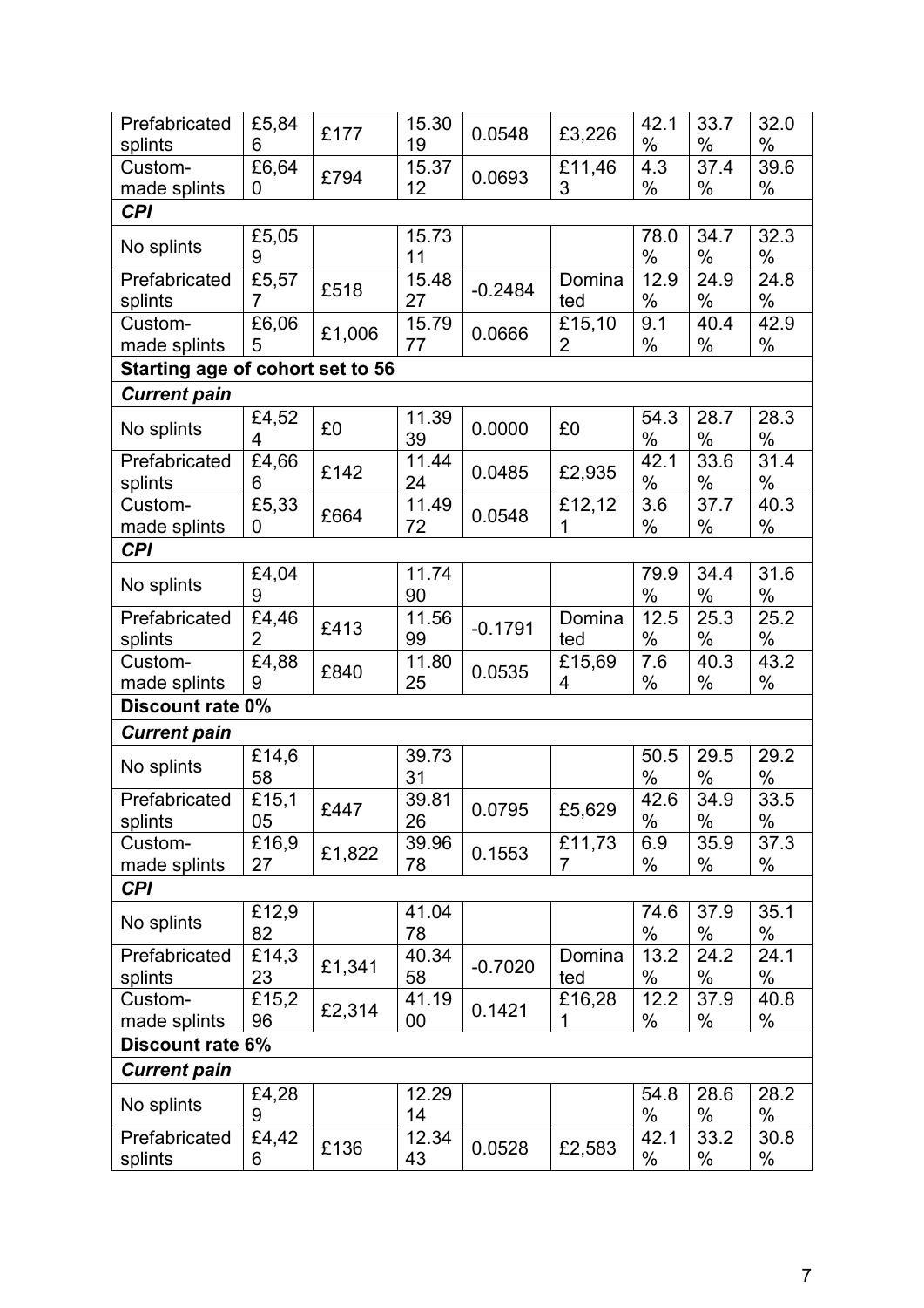| | | | | | | | | |
|---|---|---|---|---|---|---|---|---|
| Prefabricated splints | £5,846 | £177 | 15.3019 | 0.0548 | £3,226 | 42.1% | 33.7% | 32.0% |
| Custom-made splints | £6,640 | £794 | 15.3712 | 0.0693 | £11,463 | 4.3% | 37.4% | 39.6% |
| ***CPI*** | | | | | | | | |
| No splints | £5,059 | | 15.7311 | | | 78.0% | 34.7% | 32.3% |
| Prefabricated splints | £5,577 | £518 | 15.4827 | -0.2484 | Dominated | 12.9% | 24.9% | 24.8% |
| Custom-made splints | £6,065 | £1,006 | 15.7977 | 0.0666 | £15,102 | 9.1% | 40.4% | 42.9% |
| **Starting age of cohort set to 56** | | | | | | | | |
| ***Current pain*** | | | | | | | | |
| No splints | £4,524 | £0 | 11.3939 | 0.0000 | £0 | 54.3% | 28.7% | 28.3% |
| Prefabricated splints | £4,666 | £142 | 11.4424 | 0.0485 | £2,935 | 42.1% | 33.6% | 31.4% |
| Custom-made splints | £5,330 | £664 | 11.4972 | 0.0548 | £12,121 | 3.6% | 37.7% | 40.3% |
| ***CPI*** | | | | | | | | |
| No splints | £4,049 | | 11.7490 | | | 79.9% | 34.4% | 31.6% |
| Prefabricated splints | £4,462 | £413 | 11.5699 | -0.1791 | Dominated | 12.5% | 25.3% | 25.2% |
| Custom-made splints | £4,889 | £840 | 11.8025 | 0.0535 | £15,694 | 7.6% | 40.3% | 43.2% |
| **Discount rate 0%** | | | | | | | | |
| ***Current pain*** | | | | | | | | |
| No splints | £14,658 | | 39.7331 | | | 50.5% | 29.5% | 29.2% |
| Prefabricated splints | £15,105 | £447 | 39.8126 | 0.0795 | £5,629 | 42.6% | 34.9% | 33.5% |
| Custom-made splints | £16,927 | £1,822 | 39.9678 | 0.1553 | £11,737 | 6.9% | 35.9% | 37.3% |
| ***CPI*** | | | | | | | | |
| No splints | £12,982 | | 41.0478 | | | 74.6% | 37.9% | 35.1% |
| Prefabricated splints | £14,323 | £1,341 | 40.3458 | -0.7020 | Dominated | 13.2% | 24.2% | 24.1% |
| Custom-made splints | £15,296 | £2,314 | 41.1900 | 0.1421 | £16,281 | 12.2% | 37.9% | 40.8% |
| **Discount rate 6%** | | | | | | | | |
| ***Current pain*** | | | | | | | | |
| No splints | £4,289 | | 12.2914 | | | 54.8% | 28.6% | 28.2% |
| Prefabricated splints | £4,426 | £136 | 12.3443 | 0.0528 | £2,583 | 42.1% | 33.2% | 30.8% |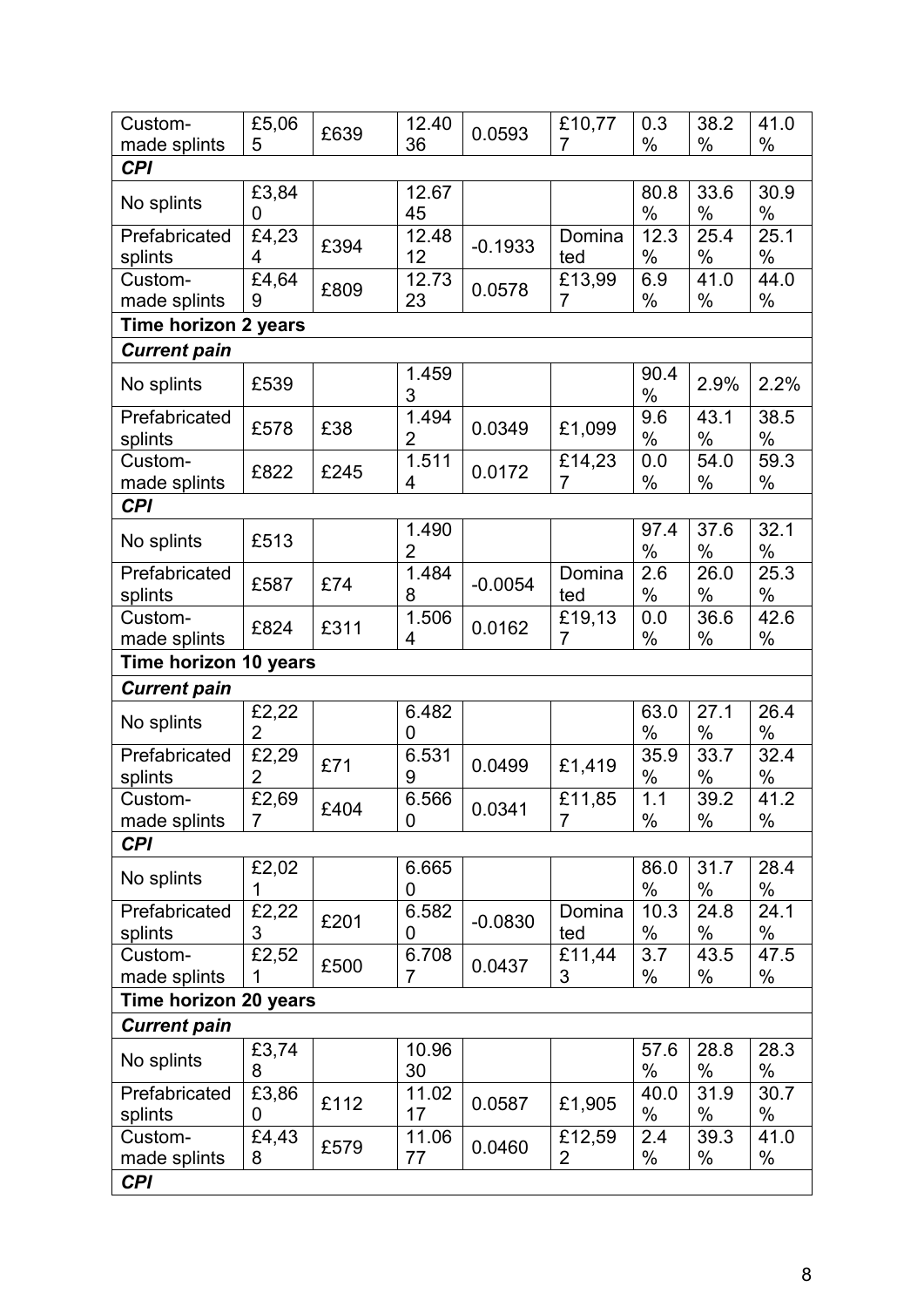| | | | | | | | | |
|---|---|---|---|---|---|---|---|---|
| Custom-made splints | £5,065 | £639 | 12.4036 | 0.0593 | £10,777 | 0.3% | 38.2% | 41.0% |
| ***CPI*** | | | | | | | | |
| No splints | £3,840 | | 12.6745 | | | 80.8% | 33.6% | 30.9% |
| Prefabricated splints | £4,234 | £394 | 12.4812 | -0.1933 | Dominated | 12.3% | 25.4% | 25.1% |
| Custom-made splints | £4,649 | £809 | 12.7323 | 0.0578 | £13,997 | 6.9% | 41.0% | 44.0% |
| **Time horizon 2 years** | | | | | | | | |
| ***Current pain*** | | | | | | | | |
| No splints | £539 | | 1.4593 | | | 90.4% | 2.9% | 2.2% |
| Prefabricated splints | £578 | £38 | 1.4942 | 0.0349 | £1,099 | 9.6% | 43.1% | 38.5% |
| Custom-made splints | £822 | £245 | 1.5114 | 0.0172 | £14,237 | 0.0% | 54.0% | 59.3% |
| ***CPI*** | | | | | | | | |
| No splints | £513 | | 1.4902 | | | 97.4% | 37.6% | 32.1% |
| Prefabricated splints | £587 | £74 | 1.4848 | -0.0054 | Dominated | 2.6% | 26.0% | 25.3% |
| Custom-made splints | £824 | £311 | 1.5064 | 0.0162 | £19,137 | 0.0% | 36.6% | 42.6% |
| **Time horizon 10 years** | | | | | | | | |
| ***Current pain*** | | | | | | | | |
| No splints | £2,222 | | 6.4820 | | | 63.0% | 27.1% | 26.4% |
| Prefabricated splints | £2,292 | £71 | 6.5319 | 0.0499 | £1,419 | 35.9% | 33.7% | 32.4% |
| Custom-made splints | £2,697 | £404 | 6.5660 | 0.0341 | £11,857 | 1.1% | 39.2% | 41.2% |
| ***CPI*** | | | | | | | | |
| No splints | £2,021 | | 6.6650 | | | 86.0% | 31.7% | 28.4% |
| Prefabricated splints | £2,223 | £201 | 6.5820 | -0.0830 | Dominated | 10.3% | 24.8% | 24.1% |
| Custom-made splints | £2,521 | £500 | 6.7087 | 0.0437 | £11,443 | 3.7% | 43.5% | 47.5% |
| **Time horizon 20 years** | | | | | | | | |
| ***Current pain*** | | | | | | | | |
| No splints | £3,748 | | 10.9630 | | | 57.6% | 28.8% | 28.3% |
| Prefabricated splints | £3,860 | £112 | 11.0217 | 0.0587 | £1,905 | 40.0% | 31.9% | 30.7% |
| Custom-made splints | £4,438 | £579 | 11.0677 | 0.0460 | £12,592 | 2.4% | 39.3% | 41.0% |
| ***CPI*** | | | | | | | | |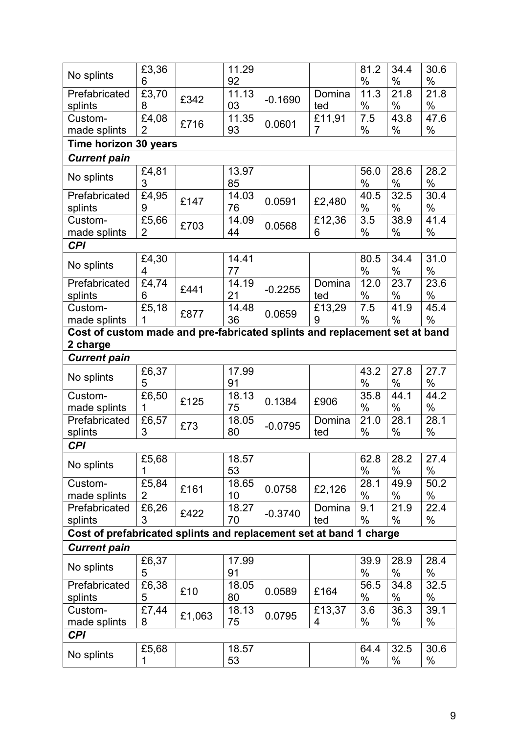| | | | | | | | | |
|---|---|---|---|---|---|---|---|---|
| No splints | £3,366 | | 11.2992 | | | 81.2% | 34.4% | 30.6% |
| Prefabricated splints | £3,708 | £342 | 11.1303 | -0.1690 | Dominated | 11.3% | 21.8% | 21.8% |
| Custom-made splints | £4,082 | £716 | 11.3593 | 0.0601 | £11,917 | 7.5% | 43.8% | 47.6% |
| **Time horizon 30 years** | | | | | | | | |
| ***Current pain*** | | | | | | | | |
| No splints | £4,813 | | 13.9785 | | | 56.0% | 28.6% | 28.2% |
| Prefabricated splints | £4,959 | £147 | 14.0376 | 0.0591 | £2,480 | 40.5% | 32.5% | 30.4% |
| Custom-made splints | £5,662 | £703 | 14.0944 | 0.0568 | £12,366 | 3.5% | 38.9% | 41.4% |
| ***CPI*** | | | | | | | | |
| No splints | £4,304 | | 14.4177 | | | 80.5% | 34.4% | 31.0% |
| Prefabricated splints | £4,746 | £441 | 14.1921 | -0.2255 | Dominated | 12.0% | 23.7% | 23.6% |
| Custom-made splints | £5,181 | £877 | 14.4836 | 0.0659 | £13,299 | 7.5% | 41.9% | 45.4% |
| **Cost of custom made and pre-fabricated splints and replacement set at band 2 charge** | | | | | | | | |
| ***Current pain*** | | | | | | | | |
| No splints | £6,375 | | 17.9991 | | | 43.2% | 27.8% | 27.7% |
| Custom-made splints | £6,501 | £125 | 18.1375 | 0.1384 | £906 | 35.8% | 44.1% | 44.2% |
| Prefabricated splints | £6,573 | £73 | 18.0580 | -0.0795 | Dominated | 21.0% | 28.1% | 28.1% |
| ***CPI*** | | | | | | | | |
| No splints | £5,681 | | 18.5753 | | | 62.8% | 28.2% | 27.4% |
| Custom-made splints | £5,842 | £161 | 18.6510 | 0.0758 | £2,126 | 28.1% | 49.9% | 50.2% |
| Prefabricated splints | £6,263 | £422 | 18.2770 | -0.3740 | Dominated | 9.1% | 21.9% | 22.4% |
| **Cost of prefabricated splints and replacement set at band 1 charge** | | | | | | | | |
| ***Current pain*** | | | | | | | | |
| No splints | £6,375 | | 17.9991 | | | 39.9% | 28.9% | 28.4% |
| Prefabricated splints | £6,385 | £10 | 18.0580 | 0.0589 | £164 | 56.5% | 34.8% | 32.5% |
| Custom-made splints | £7,448 | £1,063 | 18.1375 | 0.0795 | £13,374 | 3.6% | 36.3% | 39.1% |
| ***CPI*** | | | | | | | | |
| No splints | £5,681 | | 18.5753 | | | 64.4% | 32.5% | 30.6% |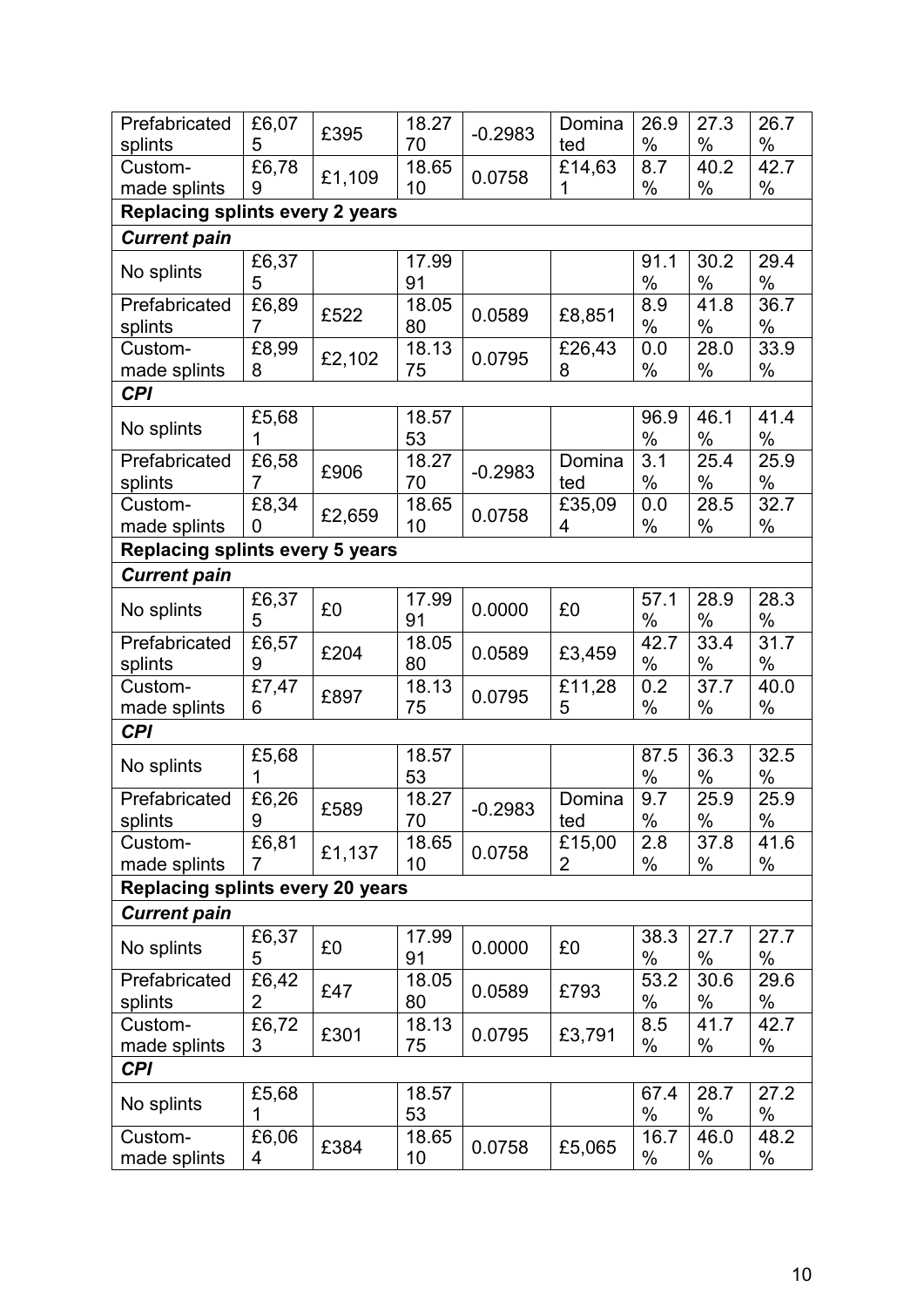| | | | | | | | | |
|---|---|---|---|---|---|---|---|---|
| Prefabricated splints | £6,075 | £395 | 18.2770 | -0.2983 | Dominated | 26.9% | 27.3% | 26.7% |
| Custom-made splints | £6,789 | £1,109 | 18.6510 | 0.0758 | £14,631 | 8.7% | 40.2% | 42.7% |
| **Replacing splints every 2 years** | | | | | | | | |
| ***Current pain*** | | | | | | | | |
| No splints | £6,375 | | 17.9991 | | | 91.1% | 30.2% | 29.4% |
| Prefabricated splints | £6,897 | £522 | 18.0580 | 0.0589 | £8,851 | 8.9% | 41.8% | 36.7% |
| Custom-made splints | £8,998 | £2,102 | 18.1375 | 0.0795 | £26,438 | 0.0% | 28.0% | 33.9% |
| ***CPI*** | | | | | | | | |
| No splints | £5,681 | | 18.5753 | | | 96.9% | 46.1% | 41.4% |
| Prefabricated splints | £6,587 | £906 | 18.2770 | -0.2983 | Dominated | 3.1% | 25.4% | 25.9% |
| Custom-made splints | £8,340 | £2,659 | 18.6510 | 0.0758 | £35,094 | 0.0% | 28.5% | 32.7% |
| **Replacing splints every 5 years** | | | | | | | | |
| ***Current pain*** | | | | | | | | |
| No splints | £6,375 | £0 | 17.9991 | 0.0000 | £0 | 57.1% | 28.9% | 28.3% |
| Prefabricated splints | £6,579 | £204 | 18.0580 | 0.0589 | £3,459 | 42.7% | 33.4% | 31.7% |
| Custom-made splints | £7,476 | £897 | 18.1375 | 0.0795 | £11,285 | 0.2% | 37.7% | 40.0% |
| ***CPI*** | | | | | | | | |
| No splints | £5,681 | | 18.5753 | | | 87.5% | 36.3% | 32.5% |
| Prefabricated splints | £6,269 | £589 | 18.2770 | -0.2983 | Dominated | 9.7% | 25.9% | 25.9% |
| Custom-made splints | £6,817 | £1,137 | 18.6510 | 0.0758 | £15,002 | 2.8% | 37.8% | 41.6% |
| **Replacing splints every 20 years** | | | | | | | | |
| ***Current pain*** | | | | | | | | |
| No splints | £6,375 | £0 | 17.9991 | 0.0000 | £0 | 38.3% | 27.7% | 27.7% |
| Prefabricated splints | £6,422 | £47 | 18.0580 | 0.0589 | £793 | 53.2% | 30.6% | 29.6% |
| Custom-made splints | £6,723 | £301 | 18.1375 | 0.0795 | £3,791 | 8.5% | 41.7% | 42.7% |
| ***CPI*** | | | | | | | | |
| No splints | £5,681 | | 18.5753 | | | 67.4% | 28.7% | 27.2% |
| Custom-made splints | £6,064 | £384 | 18.6510 | 0.0758 | £5,065 | 16.7% | 46.0% | 48.2% |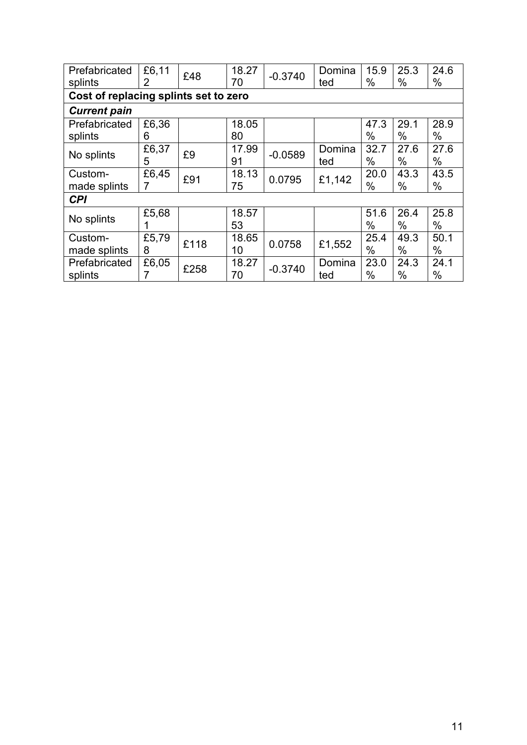| | | | | | | | | |
|---|---|---|---|---|---|---|---|---|
| Prefabricated splints | £6,112 | £48 | 18.2770 | -0.3740 | Dominated | 15.9% | 25.3% | 24.6% |
| **Cost of replacing splints set to zero** | | | | | | | | |
| ***Current pain*** | | | | | | | | |
| Prefabricated splints | £6,366 | | 18.0580 | | | 47.3% | 29.1% | 28.9% |
| No splints | £6,375 | £9 | 17.9991 | -0.0589 | Dominated | 32.7% | 27.6% | 27.6% |
| Custom-made splints | £6,457 | £91 | 18.1375 | 0.0795 | £1,142 | 20.0% | 43.3% | 43.5% |
| ***CPI*** | | | | | | | | |
| No splints | £5,681 | | 18.5753 | | | 51.6% | 26.4% | 25.8% |
| Custom-made splints | £5,798 | £118 | 18.6510 | 0.0758 | £1,552 | 25.4% | 49.3% | 50.1% |
| Prefabricated splints | £6,057 | £258 | 18.2770 | -0.3740 | Dominated | 23.0% | 24.3% | 24.1% |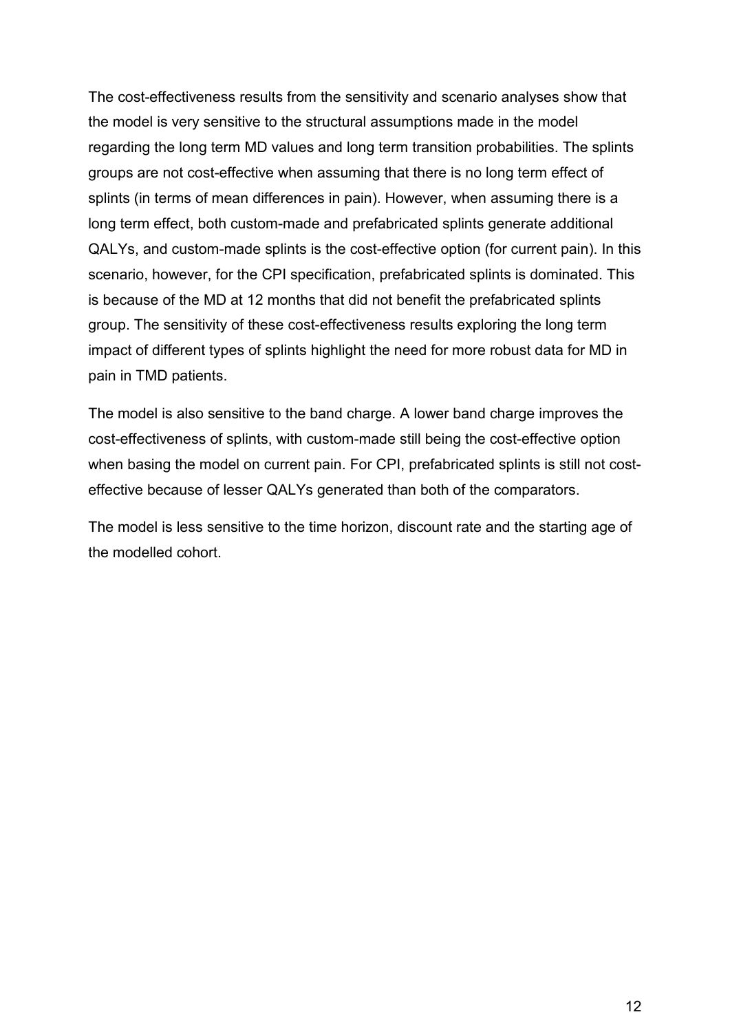The cost-effectiveness results from the sensitivity and scenario analyses show that the model is very sensitive to the structural assumptions made in the model regarding the long term MD values and long term transition probabilities. The splints groups are not cost-effective when assuming that there is no long term effect of splints (in terms of mean differences in pain). However, when assuming there is a long term effect, both custom-made and prefabricated splints generate additional QALYs, and custom-made splints is the cost-effective option (for current pain). In this scenario, however, for the CPI specification, prefabricated splints is dominated. This is because of the MD at 12 months that did not benefit the prefabricated splints group. The sensitivity of these cost-effectiveness results exploring the long term impact of different types of splints highlight the need for more robust data for MD in pain in TMD patients.

The model is also sensitive to the band charge. A lower band charge improves the cost-effectiveness of splints, with custom-made still being the cost-effective option when basing the model on current pain. For CPI, prefabricated splints is still not cost-effective because of lesser QALYs generated than both of the comparators.

The model is less sensitive to the time horizon, discount rate and the starting age of the modelled cohort.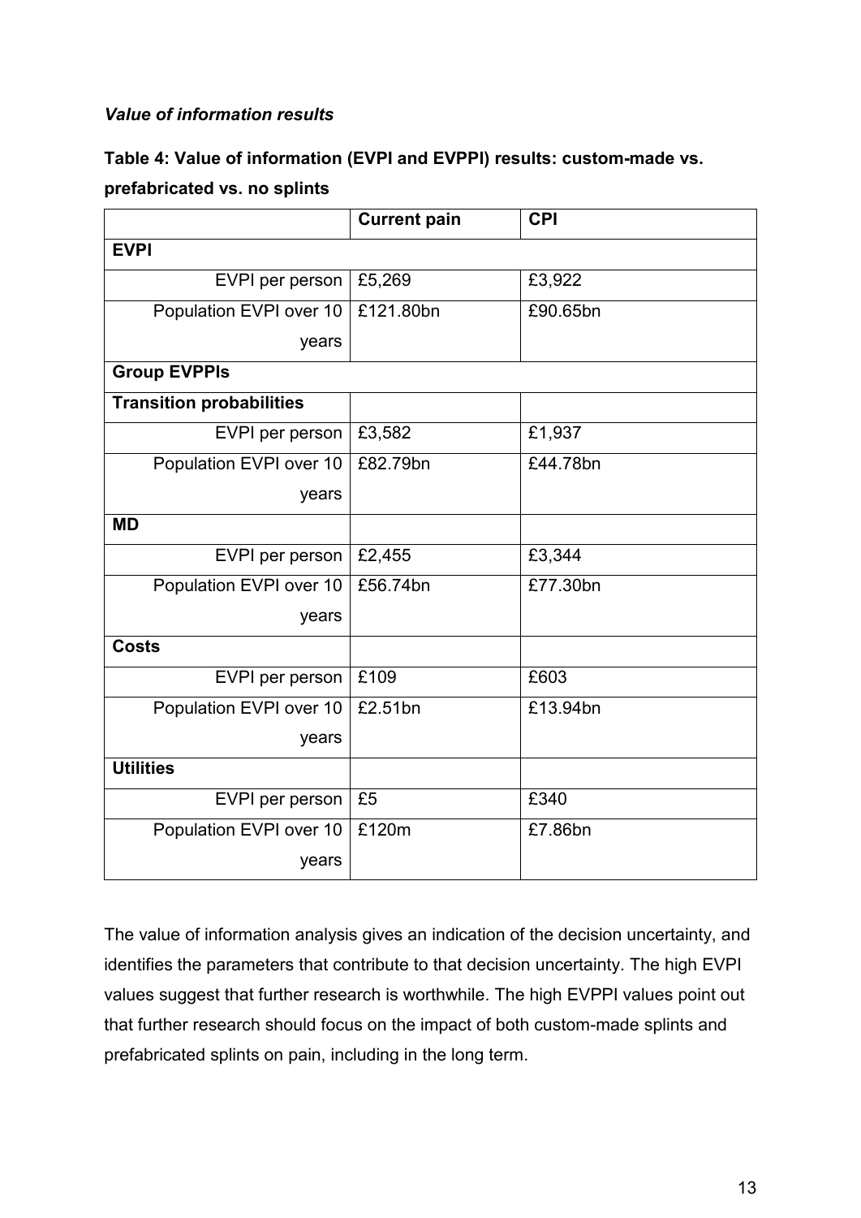*Value of information results*

**Table 4: Value of information (EVPI and EVPPI) results: custom-made vs. prefabricated vs. no splints**

| | **Current pain** | **CPI** |
|---|---|---|
| **EVPI** | | |
| EVPI per person | £5,269 | £3,922 |
| Population EVPI over 10 years | £121.80bn | £90.65bn |
| **Group EVPPIs** | | |
| **Transition probabilities** | | |
| EVPI per person | £3,582 | £1,937 |
| Population EVPI over 10 years | £82.79bn | £44.78bn |
| **MD** | | |
| EVPI per person | £2,455 | £3,344 |
| Population EVPI over 10 years | £56.74bn | £77.30bn |
| **Costs** | | |
| EVPI per person | £109 | £603 |
| Population EVPI over 10 years | £2.51bn | £13.94bn |
| **Utilities** | | |
| EVPI per person | £5 | £340 |
| Population EVPI over 10 years | £120m | £7.86bn |

The value of information analysis gives an indication of the decision uncertainty, and identifies the parameters that contribute to that decision uncertainty. The high EVPI values suggest that further research is worthwhile. The high EVPPI values point out that further research should focus on the impact of both custom-made splints and prefabricated splints on pain, including in the long term.